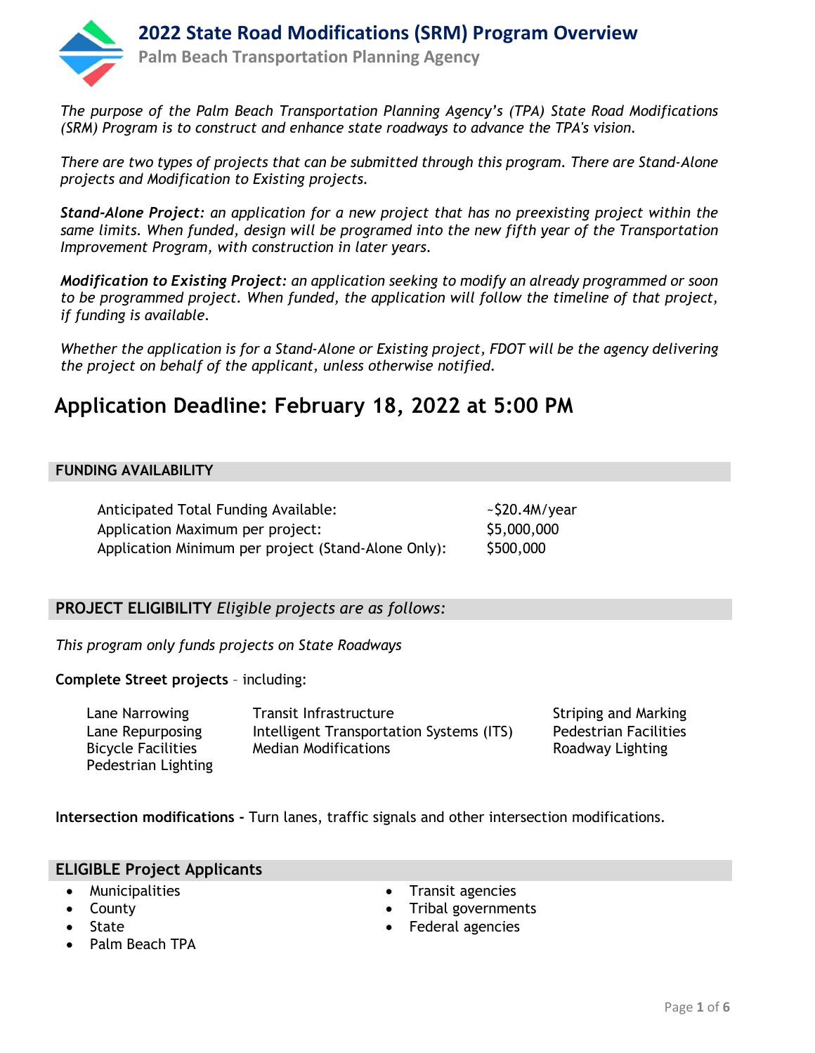# 2022 State Road Modifications (SRM) Program Overview

## Palm Beach Transportation Planning Agency

*The purpose of the Palm Beach Transportation Planning Agency's (TPA) State Road Modifications (SRM) Program is to construct and enhance state roadways to advance the TPA's vision.*

*There are two types of projects that can be submitted through this program. There are Stand-Alone projects and Modification to Existing projects.*

***Stand-Alone Project:*** *an application for a new project that has no preexisting project within the same limits. When funded, design will be programed into the new fifth year of the Transportation Improvement Program, with construction in later years.*

***Modification to Existing Project:*** *an application seeking to modify an already programmed or soon to be programmed project. When funded, the application will follow the timeline of that project, if funding is available.*

*Whether the application is for a Stand-Alone or Existing project, FDOT will be the agency delivering the project on behalf of the applicant, unless otherwise notified.*

# Application Deadline: February 18, 2022 at 5:00 PM

### FUNDING AVAILABILITY

| | |
|---|---|
| Anticipated Total Funding Available: | ~$20.4M/year |
| Application Maximum per project: | $5,000,000 |
| Application Minimum per project (Stand-Alone Only): | $500,000 |

### PROJECT ELIGIBILITY *Eligible projects are as follows:*

*This program only funds projects on State Roadways*

**Complete Street projects** – including:

- Lane Narrowing
- Lane Repurposing
- Bicycle Facilities
- Pedestrian Lighting
- Transit Infrastructure
- Intelligent Transportation Systems (ITS)
- Median Modifications
- Striping and Marking
- Pedestrian Facilities
- Roadway Lighting

**Intersection modifications -** Turn lanes, traffic signals and other intersection modifications.

### ELIGIBLE Project Applicants

- Municipalities
- County
- State
- Palm Beach TPA
- Transit agencies
- Tribal governments
- Federal agencies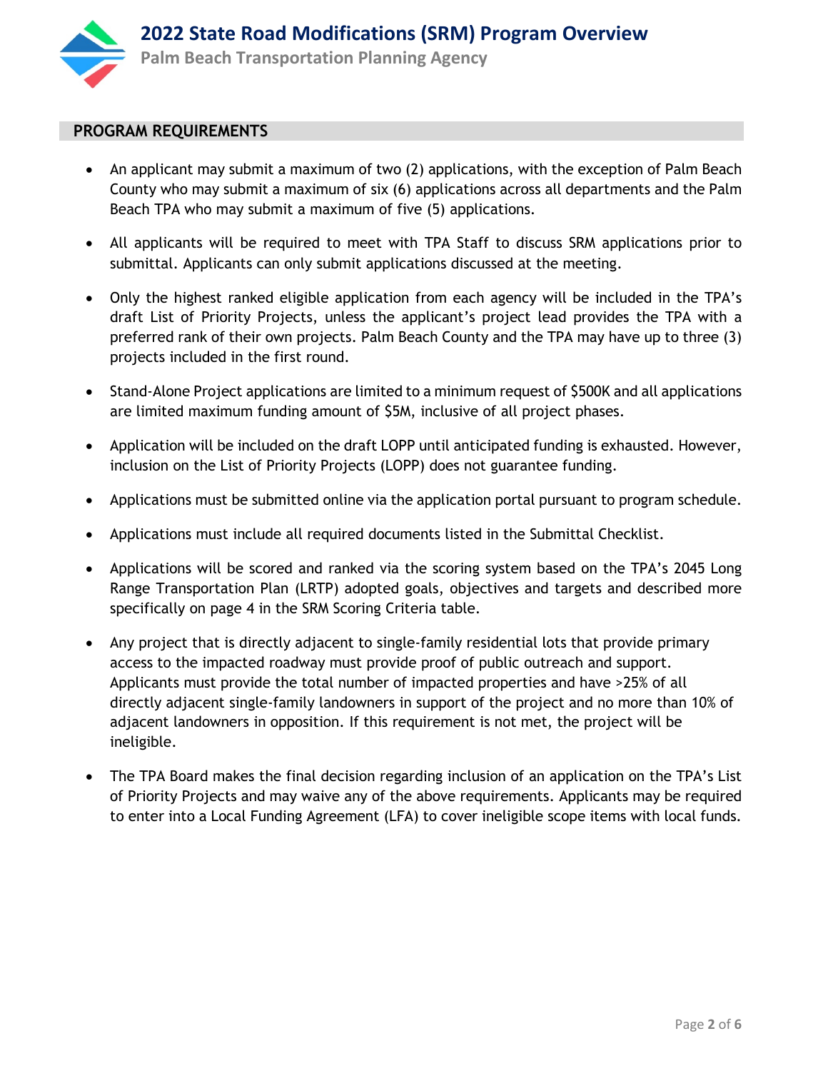## PROGRAM REQUIREMENTS

- An applicant may submit a maximum of two (2) applications, with the exception of Palm Beach County who may submit a maximum of six (6) applications across all departments and the Palm Beach TPA who may submit a maximum of five (5) applications.
- All applicants will be required to meet with TPA Staff to discuss SRM applications prior to submittal. Applicants can only submit applications discussed at the meeting.
- Only the highest ranked eligible application from each agency will be included in the TPA's draft List of Priority Projects, unless the applicant's project lead provides the TPA with a preferred rank of their own projects. Palm Beach County and the TPA may have up to three (3) projects included in the first round.
- Stand-Alone Project applications are limited to a minimum request of $500K and all applications are limited maximum funding amount of $5M, inclusive of all project phases.
- Application will be included on the draft LOPP until anticipated funding is exhausted. However, inclusion on the List of Priority Projects (LOPP) does not guarantee funding.
- Applications must be submitted online via the application portal pursuant to program schedule.
- Applications must include all required documents listed in the Submittal Checklist.
- Applications will be scored and ranked via the scoring system based on the TPA's 2045 Long Range Transportation Plan (LRTP) adopted goals, objectives and targets and described more specifically on page 4 in the SRM Scoring Criteria table.
- Any project that is directly adjacent to single-family residential lots that provide primary access to the impacted roadway must provide proof of public outreach and support. Applicants must provide the total number of impacted properties and have >25% of all directly adjacent single-family landowners in support of the project and no more than 10% of adjacent landowners in opposition. If this requirement is not met, the project will be ineligible.
- The TPA Board makes the final decision regarding inclusion of an application on the TPA's List of Priority Projects and may waive any of the above requirements. Applicants may be required to enter into a Local Funding Agreement (LFA) to cover ineligible scope items with local funds.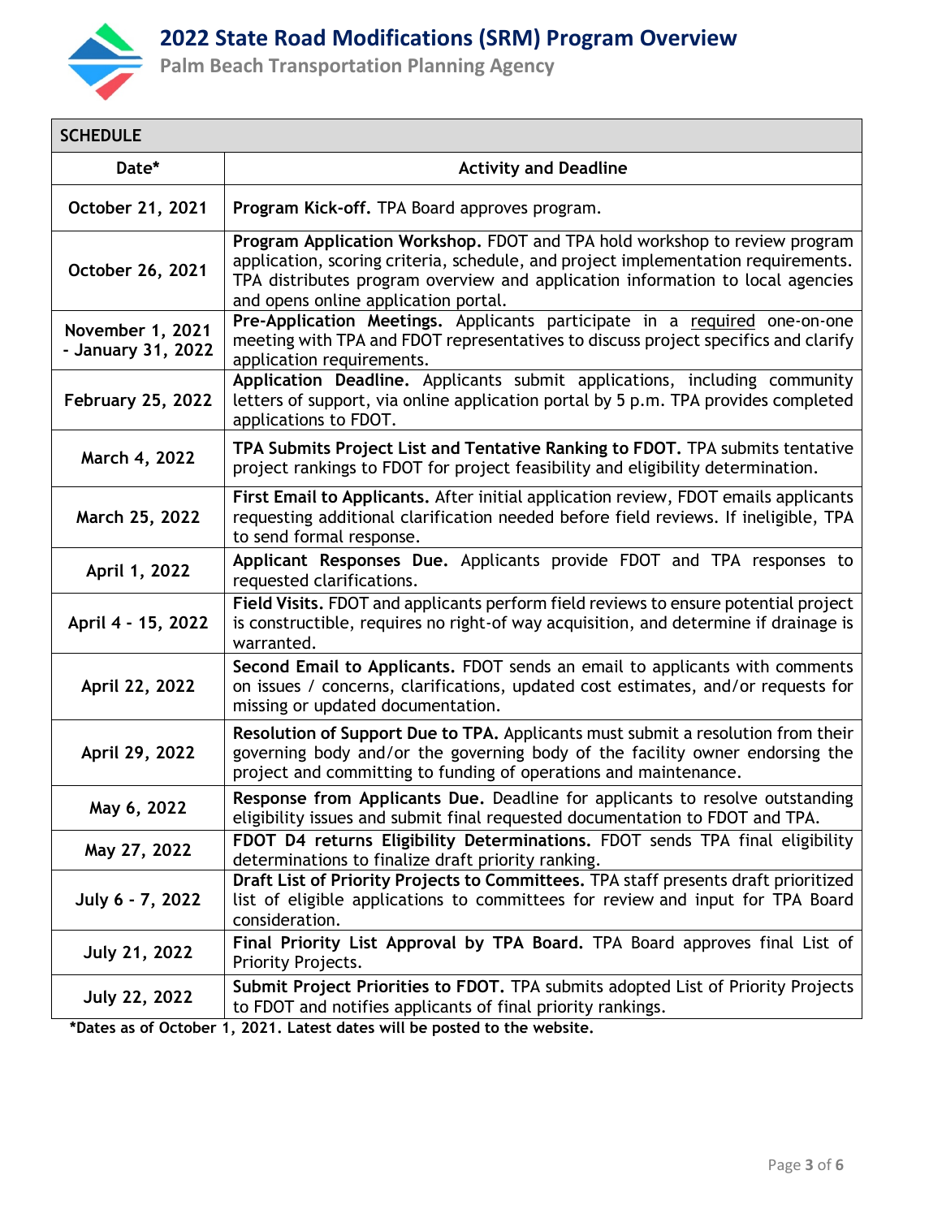# 2022 State Road Modifications (SRM) Program Overview

## Palm Beach Transportation Planning Agency

| SCHEDULE | |
|---|---|
| **Date*** | **Activity and Deadline** |
| **October 21, 2021** | **Program Kick-off.** TPA Board approves program. |
| **October 26, 2021** | **Program Application Workshop.** FDOT and TPA hold workshop to review program application, scoring criteria, schedule, and project implementation requirements. TPA distributes program overview and application information to local agencies and opens online application portal. |
| **November 1, 2021 - January 31, 2022** | **Pre-Application Meetings.** Applicants participate in a required one-on-one meeting with TPA and FDOT representatives to discuss project specifics and clarify application requirements. |
| **February 25, 2022** | **Application Deadline.** Applicants submit applications, including community letters of support, via online application portal by 5 p.m. TPA provides completed applications to FDOT. |
| **March 4, 2022** | **TPA Submits Project List and Tentative Ranking to FDOT.** TPA submits tentative project rankings to FDOT for project feasibility and eligibility determination. |
| **March 25, 2022** | **First Email to Applicants.** After initial application review, FDOT emails applicants requesting additional clarification needed before field reviews. If ineligible, TPA to send formal response. |
| **April 1, 2022** | **Applicant Responses Due.** Applicants provide FDOT and TPA responses to requested clarifications. |
| **April 4 - 15, 2022** | **Field Visits.** FDOT and applicants perform field reviews to ensure potential project is constructible, requires no right-of way acquisition, and determine if drainage is warranted. |
| **April 22, 2022** | **Second Email to Applicants.** FDOT sends an email to applicants with comments on issues / concerns, clarifications, updated cost estimates, and/or requests for missing or updated documentation. |
| **April 29, 2022** | **Resolution of Support Due to TPA.** Applicants must submit a resolution from their governing body and/or the governing body of the facility owner endorsing the project and committing to funding of operations and maintenance. |
| **May 6, 2022** | **Response from Applicants Due.** Deadline for applicants to resolve outstanding eligibility issues and submit final requested documentation to FDOT and TPA. |
| **May 27, 2022** | **FDOT D4 returns Eligibility Determinations.** FDOT sends TPA final eligibility determinations to finalize draft priority ranking. |
| **July 6 - 7, 2022** | **Draft List of Priority Projects to Committees.** TPA staff presents draft prioritized list of eligible applications to committees for review and input for TPA Board consideration. |
| **July 21, 2022** | **Final Priority List Approval by TPA Board.** TPA Board approves final List of Priority Projects. |
| **July 22, 2022** | **Submit Project Priorities to FDOT.** TPA submits adopted List of Priority Projects to FDOT and notifies applicants of final priority rankings. |

***Dates as of October 1, 2021. Latest dates will be posted to the website.**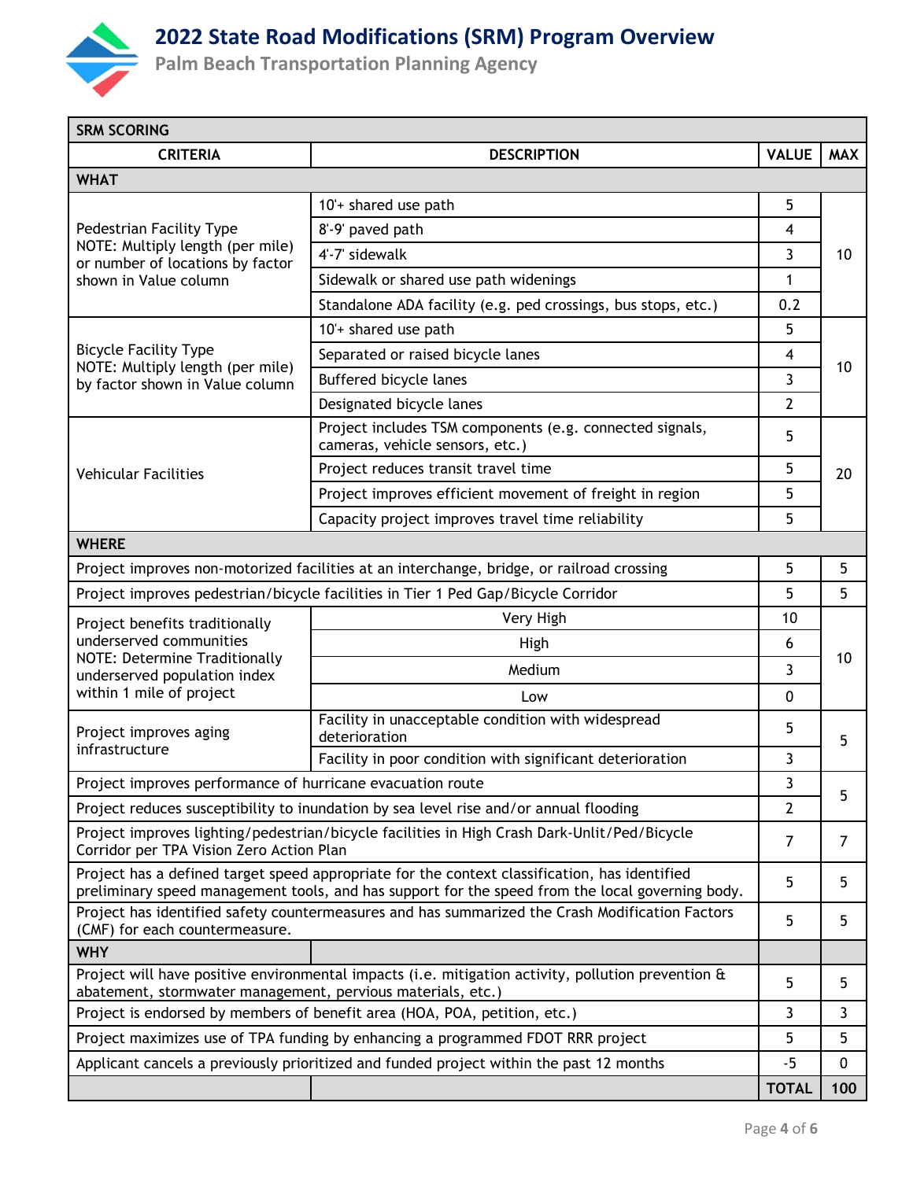# 2022 State Road Modifications (SRM) Program Overview

## Palm Beach Transportation Planning Agency

| SRM SCORING | | | |
|---|---|---|---|
| **CRITERIA** | **DESCRIPTION** | **VALUE** | **MAX** |
| **WHAT** | | | |
| Pedestrian Facility Type NOTE: Multiply length (per mile) or number of locations by factor shown in Value column | 10'+ shared use path | 5 | 10 |
| | 8'-9' paved path | 4 | |
| | 4'-7' sidewalk | 3 | |
| | Sidewalk or shared use path widenings | 1 | |
| | Standalone ADA facility (e.g. ped crossings, bus stops, etc.) | 0.2 | |
| Bicycle Facility Type NOTE: Multiply length (per mile) by factor shown in Value column | 10'+ shared use path | 5 | 10 |
| | Separated or raised bicycle lanes | 4 | |
| | Buffered bicycle lanes | 3 | |
| | Designated bicycle lanes | 2 | |
| Vehicular Facilities | Project includes TSM components (e.g. connected signals, cameras, vehicle sensors, etc.) | 5 | 20 |
| | Project reduces transit travel time | 5 | |
| | Project improves efficient movement of freight in region | 5 | |
| | Capacity project improves travel time reliability | 5 | |
| **WHERE** | | | |
| Project improves non-motorized facilities at an interchange, bridge, or railroad crossing | | 5 | 5 |
| Project improves pedestrian/bicycle facilities in Tier 1 Ped Gap/Bicycle Corridor | | 5 | 5 |
| Project benefits traditionally underserved communities NOTE: Determine Traditionally underserved population index within 1 mile of project | Very High | 10 | 10 |
| | High | 6 | |
| | Medium | 3 | |
| | Low | 0 | |
| Project improves aging infrastructure | Facility in unacceptable condition with widespread deterioration | 5 | 5 |
| | Facility in poor condition with significant deterioration | 3 | |
| Project improves performance of hurricane evacuation route | | 3 | 5 |
| Project reduces susceptibility to inundation by sea level rise and/or annual flooding | | 2 | |
| Project improves lighting/pedestrian/bicycle facilities in High Crash Dark-Unlit/Ped/Bicycle Corridor per TPA Vision Zero Action Plan | | 7 | 7 |
| Project has a defined target speed appropriate for the context classification, has identified preliminary speed management tools, and has support for the speed from the local governing body. | | 5 | 5 |
| Project has identified safety countermeasures and has summarized the Crash Modification Factors (CMF) for each countermeasure. | | 5 | 5 |
| **WHY** | | | |
| Project will have positive environmental impacts (i.e. mitigation activity, pollution prevention & abatement, stormwater management, pervious materials, etc.) | | 5 | 5 |
| Project is endorsed by members of benefit area (HOA, POA, petition, etc.) | | 3 | 3 |
| Project maximizes use of TPA funding by enhancing a programmed FDOT RRR project | | 5 | 5 |
| Applicant cancels a previously prioritized and funded project within the past 12 months | | -5 | 0 |
| | | **TOTAL** | **100** |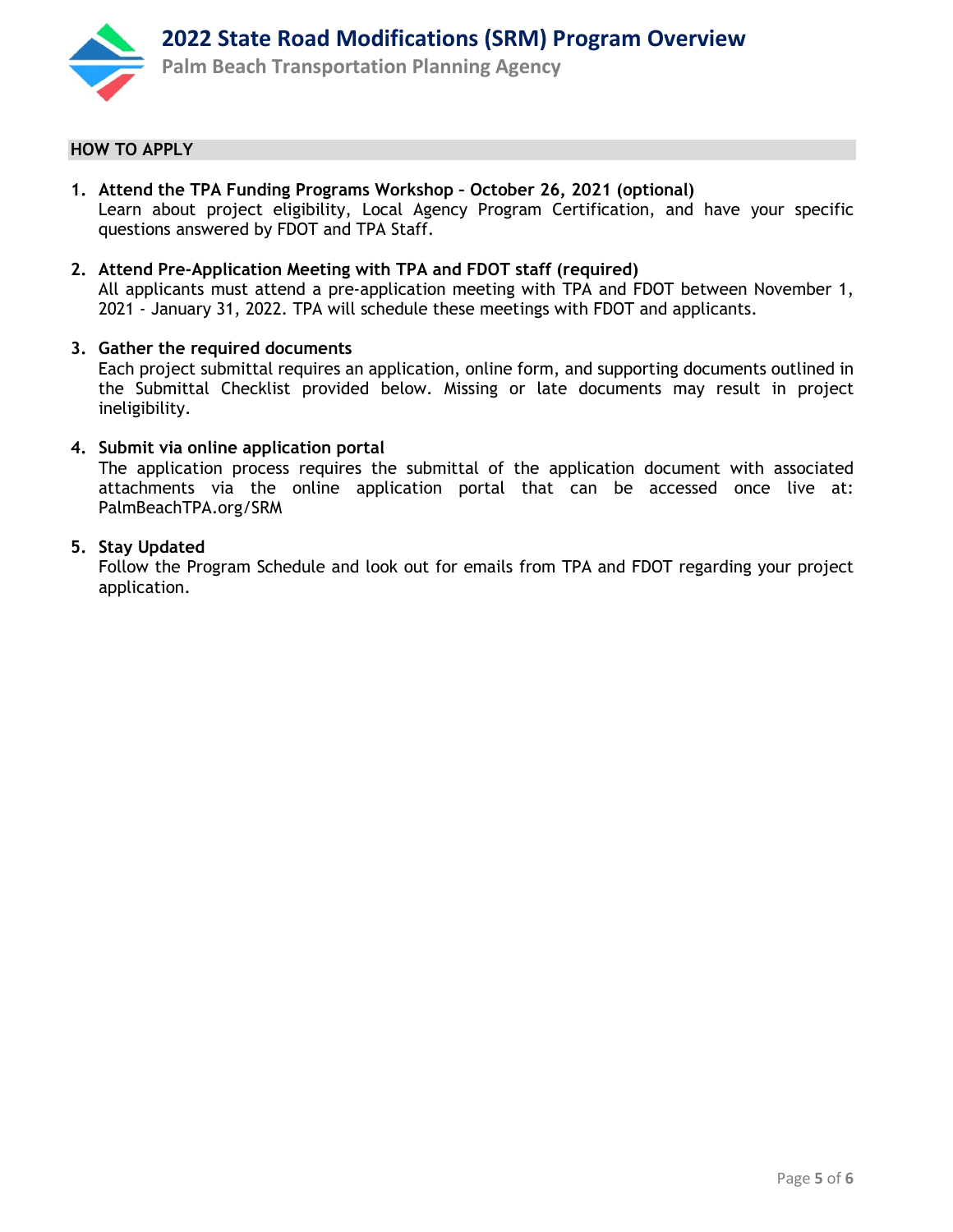## HOW TO APPLY

1. **Attend the TPA Funding Programs Workshop – October 26, 2021 (optional)**
   Learn about project eligibility, Local Agency Program Certification, and have your specific questions answered by FDOT and TPA Staff.

2. **Attend Pre-Application Meeting with TPA and FDOT staff (required)**
   All applicants must attend a pre-application meeting with TPA and FDOT between November 1, 2021 - January 31, 2022. TPA will schedule these meetings with FDOT and applicants.

3. **Gather the required documents**
   Each project submittal requires an application, online form, and supporting documents outlined in the Submittal Checklist provided below. Missing or late documents may result in project ineligibility.

4. **Submit via online application portal**
   The application process requires the submittal of the application document with associated attachments via the online application portal that can be accessed once live at: PalmBeachTPA.org/SRM

5. **Stay Updated**
   Follow the Program Schedule and look out for emails from TPA and FDOT regarding your project application.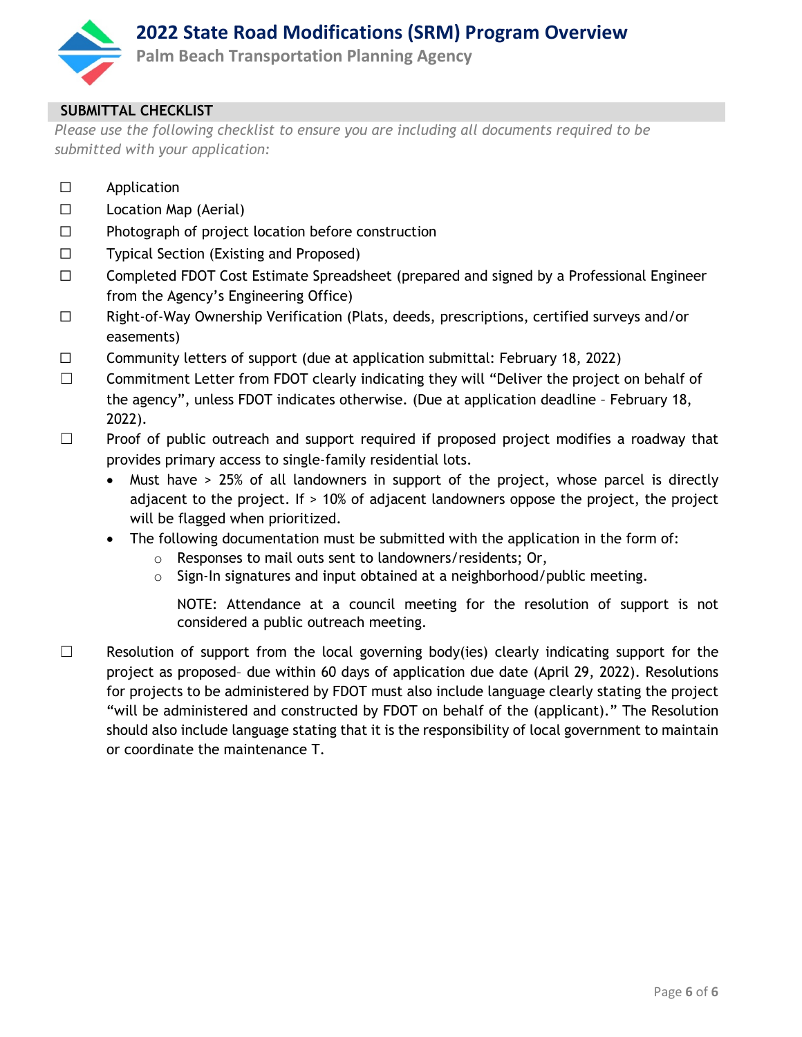## SUBMITTAL CHECKLIST

*Please use the following checklist to ensure you are including all documents required to be submitted with your application:*

- ☐ Application
- ☐ Location Map (Aerial)
- ☐ Photograph of project location before construction
- ☐ Typical Section (Existing and Proposed)
- ☐ Completed FDOT Cost Estimate Spreadsheet (prepared and signed by a Professional Engineer from the Agency's Engineering Office)
- ☐ Right-of-Way Ownership Verification (Plats, deeds, prescriptions, certified surveys and/or easements)
- ☐ Community letters of support (due at application submittal: February 18, 2022)
- ☐ Commitment Letter from FDOT clearly indicating they will "Deliver the project on behalf of the agency", unless FDOT indicates otherwise. (Due at application deadline – February 18, 2022).
- ☐ Proof of public outreach and support required if proposed project modifies a roadway that provides primary access to single-family residential lots.
  - Must have > 25% of all landowners in support of the project, whose parcel is directly adjacent to the project. If > 10% of adjacent landowners oppose the project, the project will be flagged when prioritized.
  - The following documentation must be submitted with the application in the form of:
    - Responses to mail outs sent to landowners/residents; Or,
    - Sign-In signatures and input obtained at a neighborhood/public meeting.

      NOTE: Attendance at a council meeting for the resolution of support is not considered a public outreach meeting.
- ☐ Resolution of support from the local governing body(ies) clearly indicating support for the project as proposed– due within 60 days of application due date (April 29, 2022). Resolutions for projects to be administered by FDOT must also include language clearly stating the project "will be administered and constructed by FDOT on behalf of the (applicant)." The Resolution should also include language stating that it is the responsibility of local government to maintain or coordinate the maintenance T.